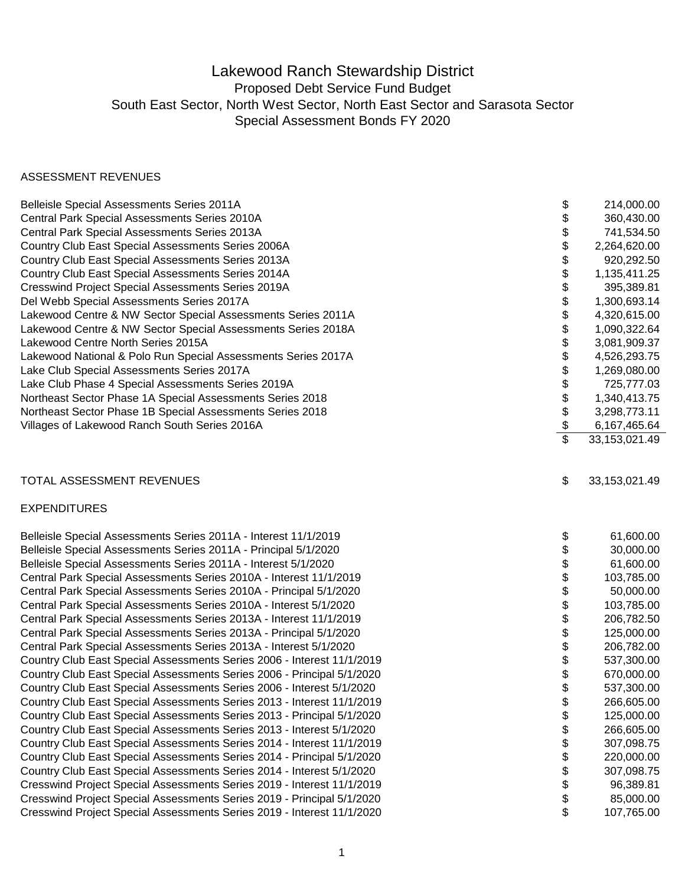# Lakewood Ranch Stewardship District

## Proposed Debt Service Fund Budget

## South East Sector, North West Sector, North East Sector and Sarasota Sector

## Special Assessment Bonds FY 2020

ASSESSMENT REVENUES

| | | |
|---|---|---|
| Belleisle Special Assessments Series 2011A | $ | 214,000.00 |
| Central Park Special Assessments Series 2010A | $ | 360,430.00 |
| Central Park Special Assessments Series 2013A | $ | 741,534.50 |
| Country Club East Special Assessments Series 2006A | $ | 2,264,620.00 |
| Country Club East Special Assessments Series 2013A | $ | 920,292.50 |
| Country Club East Special Assessments Series 2014A | $ | 1,135,411.25 |
| Cresswind Project Special Assessments Series 2019A | $ | 395,389.81 |
| Del Webb Special Assessments Series 2017A | $ | 1,300,693.14 |
| Lakewood Centre & NW Sector Special Assessments Series 2011A | $ | 4,320,615.00 |
| Lakewood Centre & NW Sector Special Assessments Series 2018A | $ | 1,090,322.64 |
| Lakewood Centre North Series 2015A | $ | 3,081,909.37 |
| Lakewood National & Polo Run Special Assessments Series 2017A | $ | 4,526,293.75 |
| Lake Club Special Assessments Series 2017A | $ | 1,269,080.00 |
| Lake Club Phase 4 Special Assessments Series 2019A | $ | 725,777.03 |
| Northeast Sector Phase 1A Special Assessments Series 2018 | $ | 1,340,413.75 |
| Northeast Sector Phase 1B Special Assessments Series 2018 | $ | 3,298,773.11 |
| Villages of Lakewood Ranch South Series 2016A | $ | 6,167,465.64 |
| | $ | 33,153,021.49 |

| | | |
|---|---|---|
| TOTAL ASSESSMENT REVENUES | $ | 33,153,021.49 |

EXPENDITURES

| | | |
|---|---|---|
| Belleisle Special Assessments Series 2011A - Interest 11/1/2019 | $ | 61,600.00 |
| Belleisle Special Assessments Series 2011A - Principal 5/1/2020 | $ | 30,000.00 |
| Belleisle Special Assessments Series 2011A - Interest 5/1/2020 | $ | 61,600.00 |
| Central Park Special Assessments Series 2010A - Interest 11/1/2019 | $ | 103,785.00 |
| Central Park Special Assessments Series 2010A - Principal 5/1/2020 | $ | 50,000.00 |
| Central Park Special Assessments Series 2010A - Interest 5/1/2020 | $ | 103,785.00 |
| Central Park Special Assessments Series 2013A - Interest 11/1/2019 | $ | 206,782.50 |
| Central Park Special Assessments Series 2013A - Principal 5/1/2020 | $ | 125,000.00 |
| Central Park Special Assessments Series 2013A - Interest 5/1/2020 | $ | 206,782.00 |
| Country Club East Special Assessments Series 2006 - Interest 11/1/2019 | $ | 537,300.00 |
| Country Club East Special Assessments Series 2006 - Principal 5/1/2020 | $ | 670,000.00 |
| Country Club East Special Assessments Series 2006 - Interest 5/1/2020 | $ | 537,300.00 |
| Country Club East Special Assessments Series 2013 - Interest 11/1/2019 | $ | 266,605.00 |
| Country Club East Special Assessments Series 2013 - Principal 5/1/2020 | $ | 125,000.00 |
| Country Club East Special Assessments Series 2013 - Interest 5/1/2020 | $ | 266,605.00 |
| Country Club East Special Assessments Series 2014 - Interest 11/1/2019 | $ | 307,098.75 |
| Country Club East Special Assessments Series 2014 - Principal 5/1/2020 | $ | 220,000.00 |
| Country Club East Special Assessments Series 2014 - Interest 5/1/2020 | $ | 307,098.75 |
| Cresswind Project Special Assessments Series 2019 - Interest 11/1/2019 | $ | 96,389.81 |
| Cresswind Project Special Assessments Series 2019 - Principal 5/1/2020 | $ | 85,000.00 |
| Cresswind Project Special Assessments Series 2019 - Interest 11/1/2020 | $ | 107,765.00 |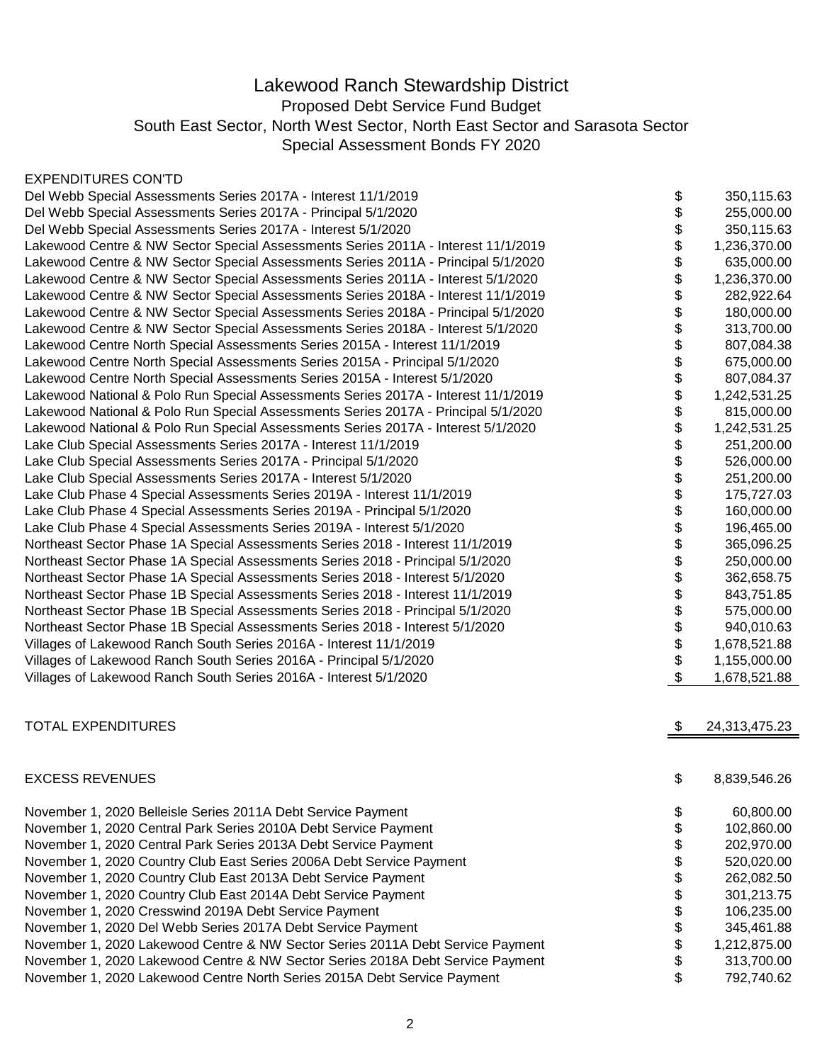# Lakewood Ranch Stewardship District

## Proposed Debt Service Fund Budget

## South East Sector, North West Sector, North East Sector and Sarasota Sector

## Special Assessment Bonds FY 2020

| EXPENDITURES CON'TD | | |
|---|---|---|
| Del Webb Special Assessments Series 2017A - Interest 11/1/2019 | $ | 350,115.63 |
| Del Webb Special Assessments Series 2017A - Principal 5/1/2020 | $ | 255,000.00 |
| Del Webb Special Assessments Series 2017A - Interest 5/1/2020 | $ | 350,115.63 |
| Lakewood Centre & NW Sector Special Assessments Series 2011A - Interest 11/1/2019 | $ | 1,236,370.00 |
| Lakewood Centre & NW Sector Special Assessments Series 2011A - Principal 5/1/2020 | $ | 635,000.00 |
| Lakewood Centre & NW Sector Special Assessments Series 2011A - Interest 5/1/2020 | $ | 1,236,370.00 |
| Lakewood Centre & NW Sector Special Assessments Series 2018A - Interest 11/1/2019 | $ | 282,922.64 |
| Lakewood Centre & NW Sector Special Assessments Series 2018A - Principal 5/1/2020 | $ | 180,000.00 |
| Lakewood Centre & NW Sector Special Assessments Series 2018A - Interest 5/1/2020 | $ | 313,700.00 |
| Lakewood Centre North Special Assessments Series 2015A - Interest 11/1/2019 | $ | 807,084.38 |
| Lakewood Centre North Special Assessments Series 2015A - Principal 5/1/2020 | $ | 675,000.00 |
| Lakewood Centre North Special Assessments Series 2015A - Interest 5/1/2020 | $ | 807,084.37 |
| Lakewood National & Polo Run Special Assessments Series 2017A - Interest 11/1/2019 | $ | 1,242,531.25 |
| Lakewood National & Polo Run Special Assessments Series 2017A - Principal 5/1/2020 | $ | 815,000.00 |
| Lakewood National & Polo Run Special Assessments Series 2017A - Interest 5/1/2020 | $ | 1,242,531.25 |
| Lake Club Special Assessments Series 2017A - Interest 11/1/2019 | $ | 251,200.00 |
| Lake Club Special Assessments Series 2017A - Principal 5/1/2020 | $ | 526,000.00 |
| Lake Club Special Assessments Series 2017A - Interest 5/1/2020 | $ | 251,200.00 |
| Lake Club Phase 4 Special Assessments Series 2019A - Interest 11/1/2019 | $ | 175,727.03 |
| Lake Club Phase 4 Special Assessments Series 2019A - Principal 5/1/2020 | $ | 160,000.00 |
| Lake Club Phase 4 Special Assessments Series 2019A - Interest 5/1/2020 | $ | 196,465.00 |
| Northeast Sector Phase 1A Special Assessments Series 2018 - Interest 11/1/2019 | $ | 365,096.25 |
| Northeast Sector Phase 1A Special Assessments Series 2018 - Principal 5/1/2020 | $ | 250,000.00 |
| Northeast Sector Phase 1A Special Assessments Series 2018 - Interest 5/1/2020 | $ | 362,658.75 |
| Northeast Sector Phase 1B Special Assessments Series 2018 - Interest 11/1/2019 | $ | 843,751.85 |
| Northeast Sector Phase 1B Special Assessments Series 2018 - Principal 5/1/2020 | $ | 575,000.00 |
| Northeast Sector Phase 1B Special Assessments Series 2018 - Interest 5/1/2020 | $ | 940,010.63 |
| Villages of Lakewood Ranch South Series 2016A - Interest 11/1/2019 | $ | 1,678,521.88 |
| Villages of Lakewood Ranch South Series 2016A - Principal 5/1/2020 | $ | 1,155,000.00 |
| Villages of Lakewood Ranch South Series 2016A - Interest 5/1/2020 | $ | 1,678,521.88 |
| | | |
| TOTAL EXPENDITURES | $ | 24,313,475.23 |
| | | |
| EXCESS REVENUES | $ | 8,839,546.26 |
| | | |
| November 1, 2020 Belleisle Series 2011A Debt Service Payment | $ | 60,800.00 |
| November 1, 2020 Central Park Series 2010A Debt Service Payment | $ | 102,860.00 |
| November 1, 2020 Central Park Series 2013A Debt Service Payment | $ | 202,970.00 |
| November 1, 2020 Country Club East Series 2006A Debt Service Payment | $ | 520,020.00 |
| November 1, 2020 Country Club East 2013A Debt Service Payment | $ | 262,082.50 |
| November 1, 2020 Country Club East 2014A Debt Service Payment | $ | 301,213.75 |
| November 1, 2020 Cresswind 2019A Debt Service Payment | $ | 106,235.00 |
| November 1, 2020 Del Webb Series 2017A Debt Service Payment | $ | 345,461.88 |
| November 1, 2020 Lakewood Centre & NW Sector Series 2011A Debt Service Payment | $ | 1,212,875.00 |
| November 1, 2020 Lakewood Centre & NW Sector Series 2018A Debt Service Payment | $ | 313,700.00 |
| November 1, 2020 Lakewood Centre North Series 2015A Debt Service Payment | $ | 792,740.62 |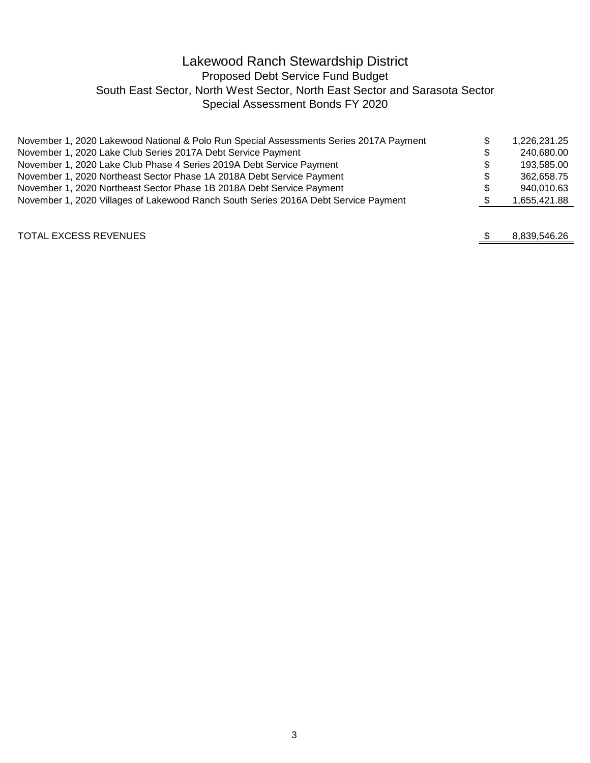# Lakewood Ranch Stewardship District

## Proposed Debt Service Fund Budget

## South East Sector, North West Sector, North East Sector and Sarasota Sector

## Special Assessment Bonds FY 2020

| | | |
|---|---|---|
| November 1, 2020 Lakewood National & Polo Run Special Assessments Series 2017A Payment | $ | 1,226,231.25 |
| November 1, 2020 Lake Club Series 2017A Debt Service Payment | $ | 240,680.00 |
| November 1, 2020 Lake Club Phase 4 Series 2019A Debt Service Payment | $ | 193,585.00 |
| November 1, 2020 Northeast Sector Phase 1A 2018A Debt Service Payment | $ | 362,658.75 |
| November 1, 2020 Northeast Sector Phase 1B 2018A Debt Service Payment | $ | 940,010.63 |
| November 1, 2020 Villages of Lakewood Ranch South Series 2016A Debt Service Payment | $ | 1,655,421.88 |
| | | |
| TOTAL EXCESS REVENUES | $ | 8,839,546.26 |